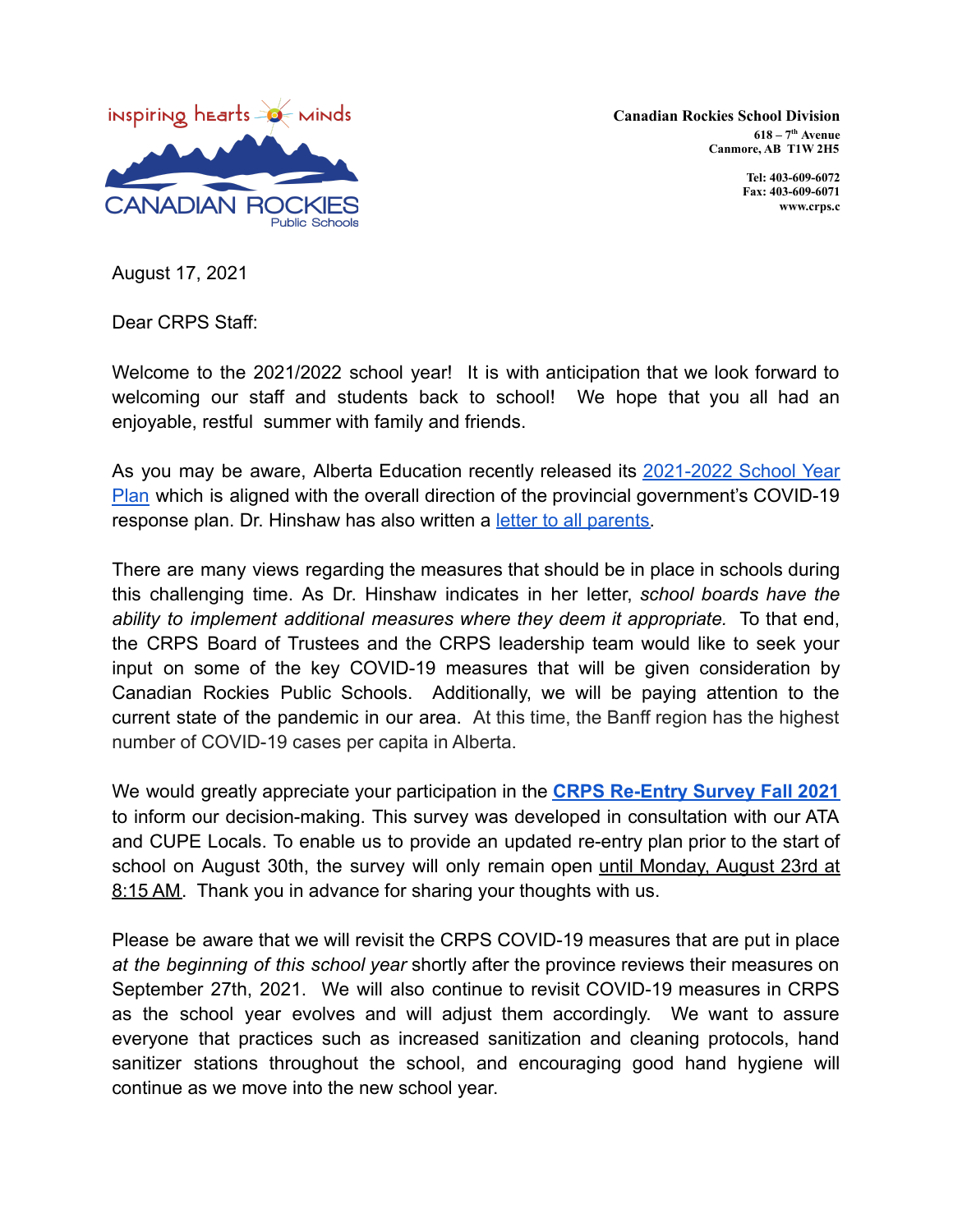inspiring hearts minds

CANADIAN ROCKIES
Public Schools

**Canadian Rockies School Division**
**618 – 7th Avenue**
**Canmore, AB T1W 2H5**

**Tel: 403-609-6072**
**Fax: 403-609-6071**
**www.crps.c**

August 17, 2021

Dear CRPS Staff:

Welcome to the 2021/2022 school year! It is with anticipation that we look forward to welcoming our staff and students back to school! We hope that you all had an enjoyable, restful summer with family and friends.

As you may be aware, Alberta Education recently released its 2021-2022 School Year Plan which is aligned with the overall direction of the provincial government's COVID-19 response plan. Dr. Hinshaw has also written a letter to all parents.

There are many views regarding the measures that should be in place in schools during this challenging time. As Dr. Hinshaw indicates in her letter, *school boards have the ability to implement additional measures where they deem it appropriate.* To that end, the CRPS Board of Trustees and the CRPS leadership team would like to seek your input on some of the key COVID-19 measures that will be given consideration by Canadian Rockies Public Schools. Additionally, we will be paying attention to the current state of the pandemic in our area. At this time, the Banff region has the highest number of COVID-19 cases per capita in Alberta.

We would greatly appreciate your participation in the **CRPS Re-Entry Survey Fall 2021** to inform our decision-making. This survey was developed in consultation with our ATA and CUPE Locals. To enable us to provide an updated re-entry plan prior to the start of school on August 30th, the survey will only remain open until Monday, August 23rd at 8:15 AM. Thank you in advance for sharing your thoughts with us.

Please be aware that we will revisit the CRPS COVID-19 measures that are put in place *at the beginning of this school year* shortly after the province reviews their measures on September 27th, 2021. We will also continue to revisit COVID-19 measures in CRPS as the school year evolves and will adjust them accordingly. We want to assure everyone that practices such as increased sanitization and cleaning protocols, hand sanitizer stations throughout the school, and encouraging good hand hygiene will continue as we move into the new school year.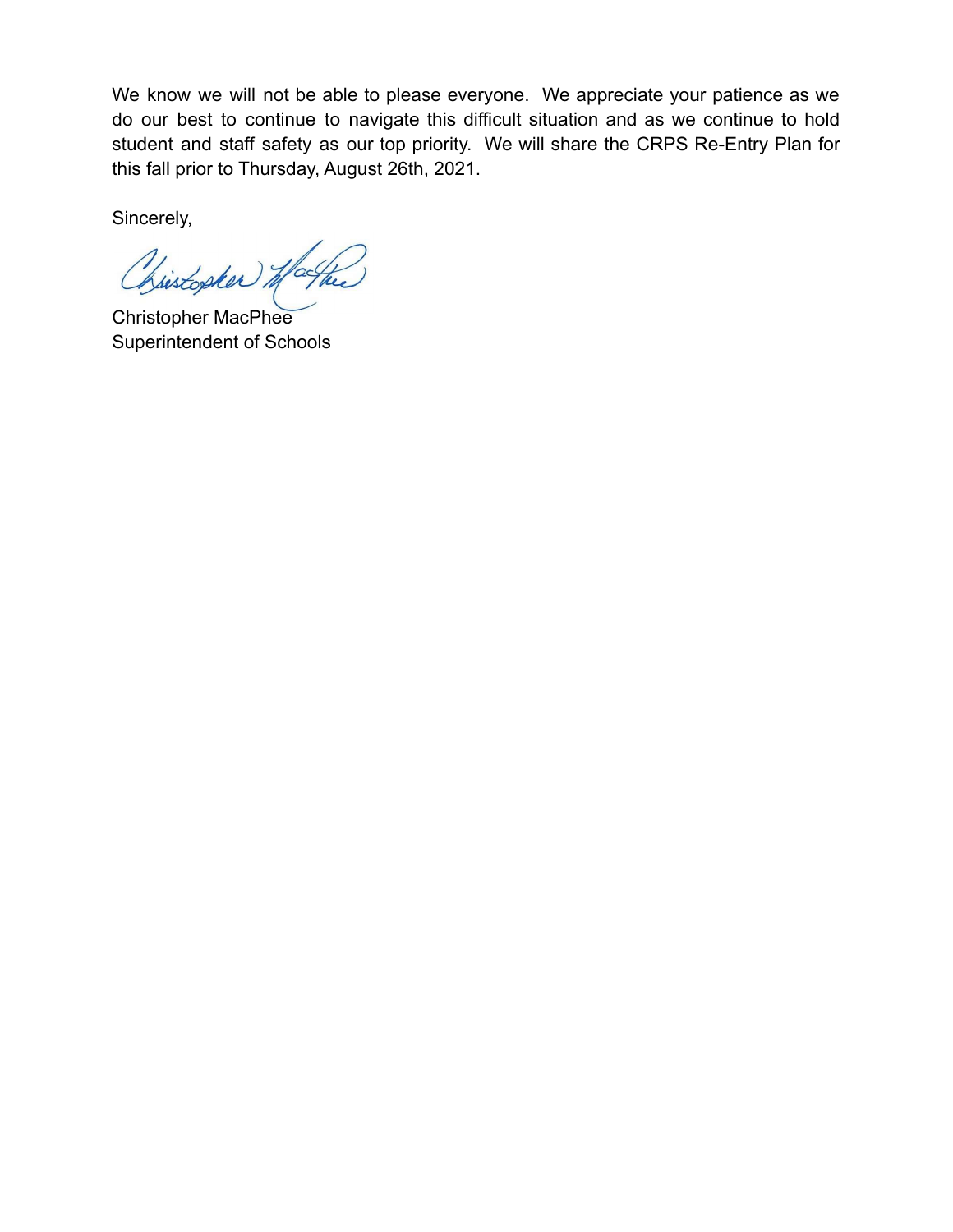We know we will not be able to please everyone. We appreciate your patience as we do our best to continue to navigate this difficult situation and as we continue to hold student and staff safety as our top priority. We will share the CRPS Re-Entry Plan for this fall prior to Thursday, August 26th, 2021.

Sincerely,

Christopher MacPhee
Superintendent of Schools